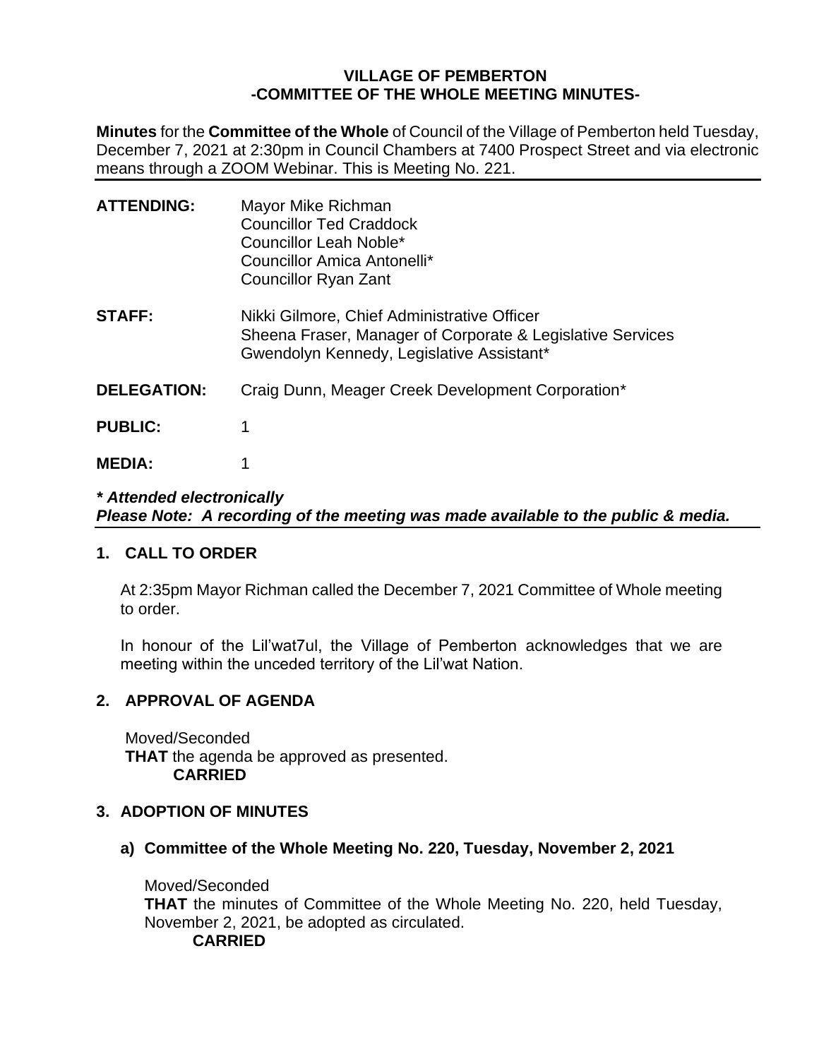# VILLAGE OF PEMBERTON
## -COMMITTEE OF THE WHOLE MEETING MINUTES-

**Minutes** for the **Committee of the Whole** of Council of the Village of Pemberton held Tuesday, December 7, 2021 at 2:30pm in Council Chambers at 7400 Prospect Street and via electronic means through a ZOOM Webinar. This is Meeting No. 221.

---

**ATTENDING:** Mayor Mike Richman
Councillor Ted Craddock
Councillor Leah Noble*
Councillor Amica Antonelli*
Councillor Ryan Zant

**STAFF:** Nikki Gilmore, Chief Administrative Officer
Sheena Fraser, Manager of Corporate & Legislative Services
Gwendolyn Kennedy, Legislative Assistant*

**DELEGATION:** Craig Dunn, Meager Creek Development Corporation*

**PUBLIC:** 1

**MEDIA:** 1

***\* Attended electronically***
***Please Note: A recording of the meeting was made available to the public & media.***

---

## 1. CALL TO ORDER

At 2:35pm Mayor Richman called the December 7, 2021 Committee of Whole meeting to order.

In honour of the Lil'wat7ul, the Village of Pemberton acknowledges that we are meeting within the unceded territory of the Lil'wat Nation.

## 2. APPROVAL OF AGENDA

Moved/Seconded
**THAT** the agenda be approved as presented.
**CARRIED**

## 3. ADOPTION OF MINUTES

### a) Committee of the Whole Meeting No. 220, Tuesday, November 2, 2021

Moved/Seconded
**THAT** the minutes of Committee of the Whole Meeting No. 220, held Tuesday, November 2, 2021, be adopted as circulated.
**CARRIED**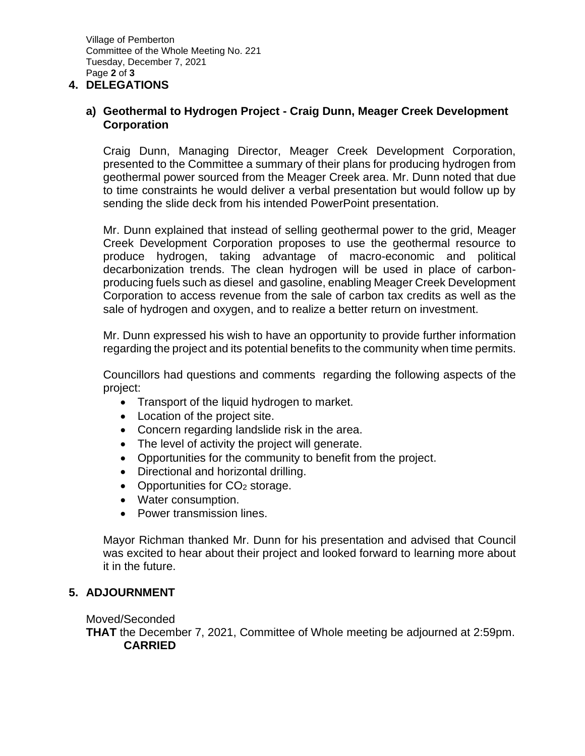## 4. DELEGATIONS

### a) Geothermal to Hydrogen Project - Craig Dunn, Meager Creek Development Corporation

Craig Dunn, Managing Director, Meager Creek Development Corporation, presented to the Committee a summary of their plans for producing hydrogen from geothermal power sourced from the Meager Creek area. Mr. Dunn noted that due to time constraints he would deliver a verbal presentation but would follow up by sending the slide deck from his intended PowerPoint presentation.

Mr. Dunn explained that instead of selling geothermal power to the grid, Meager Creek Development Corporation proposes to use the geothermal resource to produce hydrogen, taking advantage of macro-economic and political decarbonization trends. The clean hydrogen will be used in place of carbon-producing fuels such as diesel and gasoline, enabling Meager Creek Development Corporation to access revenue from the sale of carbon tax credits as well as the sale of hydrogen and oxygen, and to realize a better return on investment.

Mr. Dunn expressed his wish to have an opportunity to provide further information regarding the project and its potential benefits to the community when time permits.

Councillors had questions and comments regarding the following aspects of the project:

- Transport of the liquid hydrogen to market.
- Location of the project site.
- Concern regarding landslide risk in the area.
- The level of activity the project will generate.
- Opportunities for the community to benefit from the project.
- Directional and horizontal drilling.
- Opportunities for $CO_2$ storage.
- Water consumption.
- Power transmission lines.

Mayor Richman thanked Mr. Dunn for his presentation and advised that Council was excited to hear about their project and looked forward to learning more about it in the future.

## 5. ADJOURNMENT

Moved/Seconded

**THAT** the December 7, 2021, Committee of Whole meeting be adjourned at 2:59pm.

**CARRIED**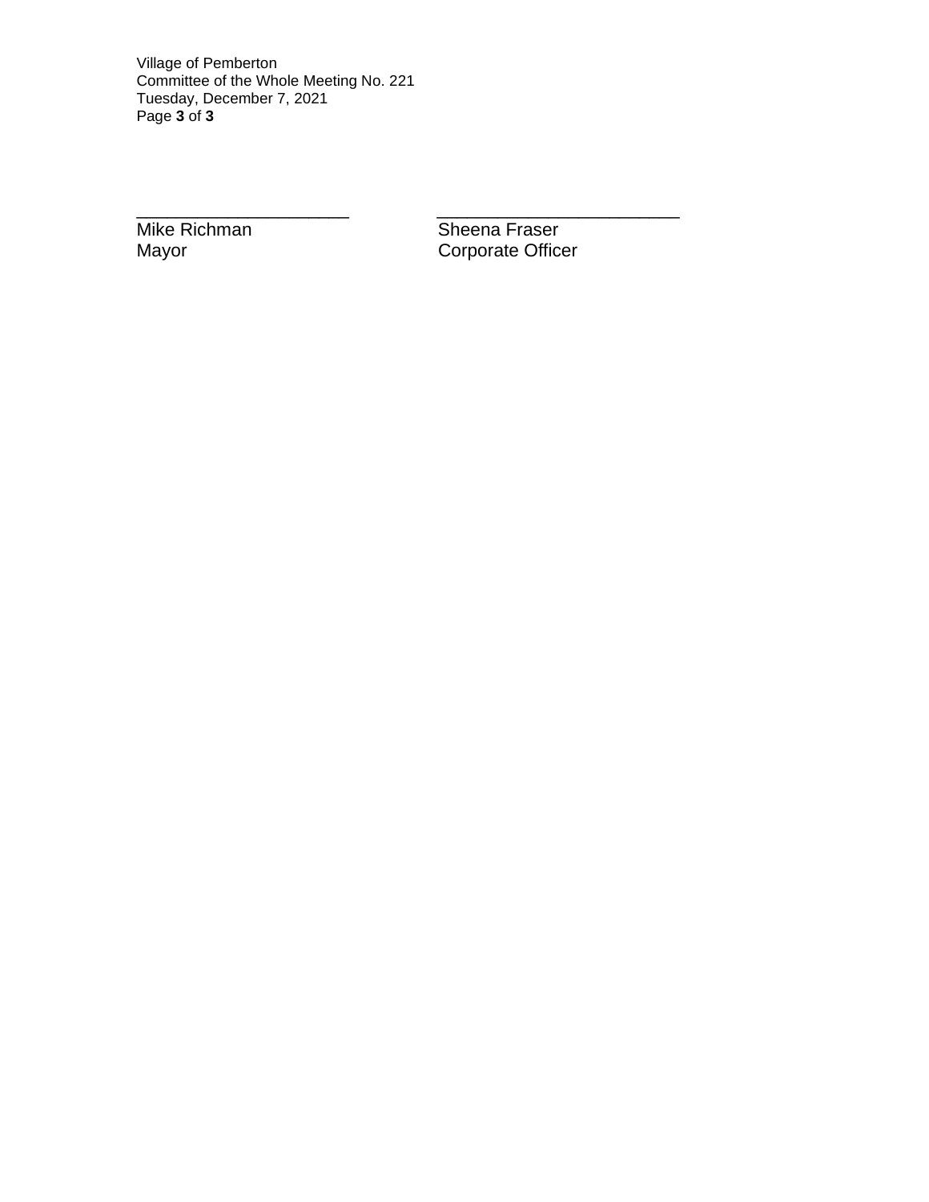| | |
|---|---|
| ______________________ | _________________________ |
| Mike Richman | Sheena Fraser |
| Mayor | Corporate Officer |